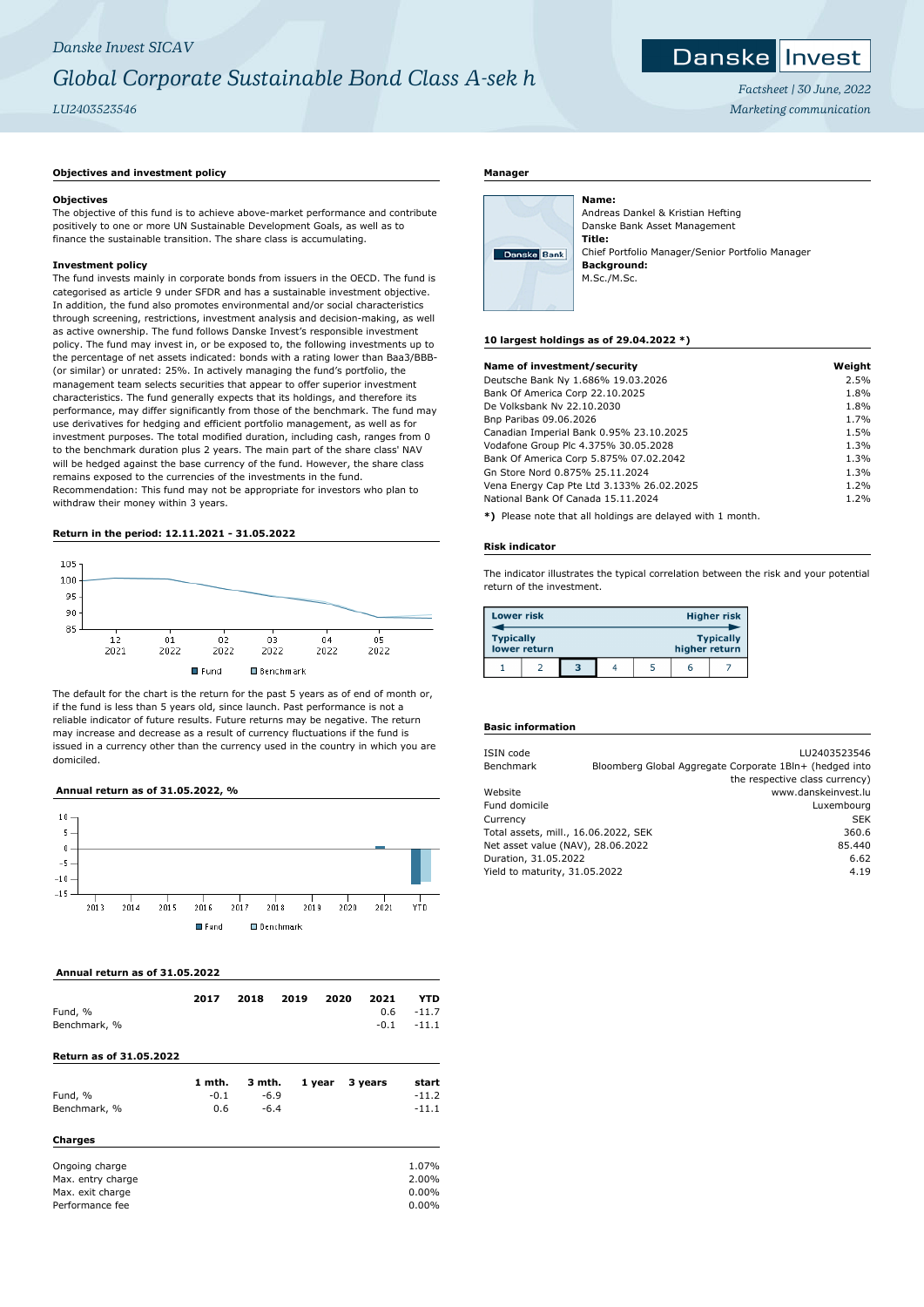*Danske Invest SICAV*

# *Global Corporate Sustainable Bond Class A-sek h*

*LU2403523546*

*Factsheet | 30 June, 2022*

*Marketing communication*

## Objectives and investment policy

### Objectives

The objective of this fund is to achieve above-market performance and contribute positively to one or more UN Sustainable Development Goals, as well as to finance the sustainable transition. The share class is accumulating.

### Investment policy

The fund invests mainly in corporate bonds from issuers in the OECD. The fund is categorised as article 9 under SFDR and has a sustainable investment objective. In addition, the fund also promotes environmental and/or social characteristics through screening, restrictions, investment analysis and decision-making, as well as active ownership. The fund follows Danske Invest's responsible investment policy. The fund may invest in, or be exposed to, the following investments up to the percentage of net assets indicated: bonds with a rating lower than Baa3/BBB- (or similar) or unrated: 25%. In actively managing the fund's portfolio, the management team selects securities that appear to offer superior investment characteristics. The fund generally expects that its holdings, and therefore its performance, may differ significantly from those of the benchmark. The fund may use derivatives for hedging and efficient portfolio management, as well as for investment purposes. The total modified duration, including cash, ranges from 0 to the benchmark duration plus 2 years. The main part of the share class' NAV will be hedged against the base currency of the fund. However, the share class remains exposed to the currencies of the investments in the fund.
Recommendation: This fund may not be appropriate for investors who plan to withdraw their money within 3 years.

## Return in the period: 12.11.2021 - 31.05.2022

Fund / Benchmark

The default for the chart is the return for the past 5 years as of end of month or, if the fund is less than 5 years old, since launch. Past performance is not a reliable indicator of future results. Future returns may be negative. The return may increase and decrease as a result of currency fluctuations if the fund is issued in a currency other than the currency used in the country in which you are domiciled.

## Annual return as of 31.05.2022, %

Fund / Benchmark

## Annual return as of 31.05.2022

| | 2017 | 2018 | 2019 | 2020 | 2021 | YTD |
|---|---|---|---|---|---|---|
| Fund, % | | | | | 0.6 | -11.7 |
| Benchmark, % | | | | | -0.1 | -11.1 |

## Return as of 31.05.2022

| | 1 mth. | 3 mth. | 1 year | 3 years | start |
|---|---|---|---|---|---|
| Fund, % | -0.1 | -6.9 | | | -11.2 |
| Benchmark, % | 0.6 | -6.4 | | | -11.1 |

## Charges

| | |
|---|---|
| Ongoing charge | 1.07% |
| Max. entry charge | 2.00% |
| Max. exit charge | 0.00% |
| Performance fee | 0.00% |

## Manager

**Name:**
Andreas Dankel & Kristian Hefting
Danske Bank Asset Management
**Title:**
Chief Portfolio Manager/Senior Portfolio Manager
**Background:**
M.Sc./M.Sc.

## 10 largest holdings as of 29.04.2022 *)

| Name of investment/security | Weight |
|---|---|
| Deutsche Bank Ny 1.686% 19.03.2026 | 2.5% |
| Bank Of America Corp 22.10.2025 | 1.8% |
| De Volksbank Nv 22.10.2030 | 1.8% |
| Bnp Paribas 09.06.2026 | 1.7% |
| Canadian Imperial Bank 0.95% 23.10.2025 | 1.5% |
| Vodafone Group Plc 4.375% 30.05.2028 | 1.3% |
| Bank Of America Corp 5.875% 07.02.2042 | 1.3% |
| Gn Store Nord 0.875% 25.11.2024 | 1.3% |
| Vena Energy Cap Pte Ltd 3.133% 26.02.2025 | 1.2% |
| National Bank Of Canada 15.11.2024 | 1.2% |

***)** Please note that all holdings are delayed with 1 month.

## Risk indicator

The indicator illustrates the typical correlation between the risk and your potential return of the investment.

| Lower risk<br>Typically lower return | | | | | | Higher risk<br>Typically higher return |
|---|---|---|---|---|---|---|
| 1 | 2 | **3** | 4 | 5 | 6 | 7 |

## Basic information

| | |
|---|---|
| ISIN code | LU2403523546 |
| Benchmark | Bloomberg Global Aggregate Corporate 1Bln+ (hedged into the respective class currency) |
| Website | www.danskeinvest.lu |
| Fund domicile | Luxembourg |
| Currency | SEK |
| Total assets, mill., 16.06.2022, SEK | 360.6 |
| Net asset value (NAV), 28.06.2022 | 85.440 |
| Duration, 31.05.2022 | 6.62 |
| Yield to maturity, 31.05.2022 | 4.19 |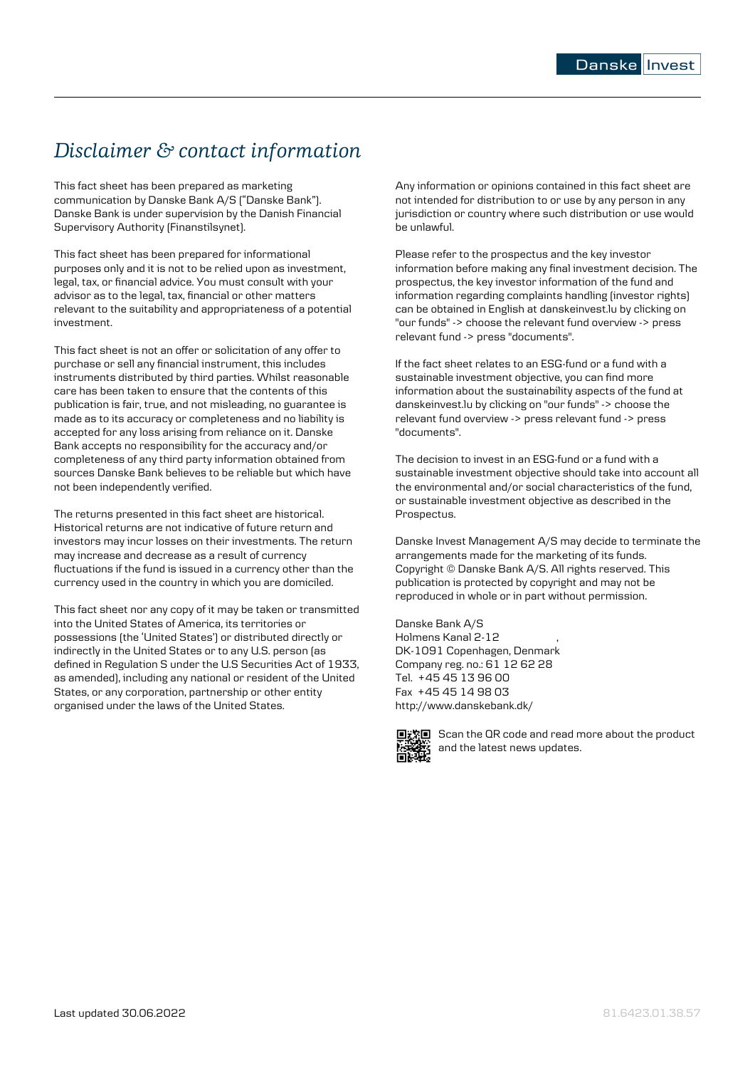# *Disclaimer & contact information*

This fact sheet has been prepared as marketing communication by Danske Bank A/S ("Danske Bank"). Danske Bank is under supervision by the Danish Financial Supervisory Authority (Finanstilsynet).

This fact sheet has been prepared for informational purposes only and it is not to be relied upon as investment, legal, tax, or financial advice. You must consult with your advisor as to the legal, tax, financial or other matters relevant to the suitability and appropriateness of a potential investment.

This fact sheet is not an offer or solicitation of any offer to purchase or sell any financial instrument, this includes instruments distributed by third parties. Whilst reasonable care has been taken to ensure that the contents of this publication is fair, true, and not misleading, no guarantee is made as to its accuracy or completeness and no liability is accepted for any loss arising from reliance on it. Danske Bank accepts no responsibility for the accuracy and/or completeness of any third party information obtained from sources Danske Bank believes to be reliable but which have not been independently verified.

The returns presented in this fact sheet are historical. Historical returns are not indicative of future return and investors may incur losses on their investments. The return may increase and decrease as a result of currency fluctuations if the fund is issued in a currency other than the currency used in the country in which you are domiciled.

This fact sheet nor any copy of it may be taken or transmitted into the United States of America, its territories or possessions (the 'United States') or distributed directly or indirectly in the United States or to any U.S. person (as defined in Regulation S under the U.S Securities Act of 1933, as amended), including any national or resident of the United States, or any corporation, partnership or other entity organised under the laws of the United States.

Any information or opinions contained in this fact sheet are not intended for distribution to or use by any person in any jurisdiction or country where such distribution or use would be unlawful.

Please refer to the prospectus and the key investor information before making any final investment decision. The prospectus, the key investor information of the fund and information regarding complaints handling (investor rights) can be obtained in English at danskeinvest.lu by clicking on "our funds" -> choose the relevant fund overview -> press relevant fund -> press "documents".

If the fact sheet relates to an ESG-fund or a fund with a sustainable investment objective, you can find more information about the sustainability aspects of the fund at danskeinvest.lu by clicking on "our funds" -> choose the relevant fund overview -> press relevant fund -> press "documents".

The decision to invest in an ESG-fund or a fund with a sustainable investment objective should take into account all the environmental and/or social characteristics of the fund, or sustainable investment objective as described in the Prospectus.

Danske Invest Management A/S may decide to terminate the arrangements made for the marketing of its funds. Copyright © Danske Bank A/S. All rights reserved. This publication is protected by copyright and may not be reproduced in whole or in part without permission.

Danske Bank A/S
Holmens Kanal 2-12
DK-1091 Copenhagen, Denmark
Company reg. no.: 61 12 62 28
Tel. +45 45 13 96 00
Fax +45 45 14 98 03
http://www.danskebank.dk/

Scan the QR code and read more about the product and the latest news updates.

Last updated 30.06.2022

81.6423.01.38.57